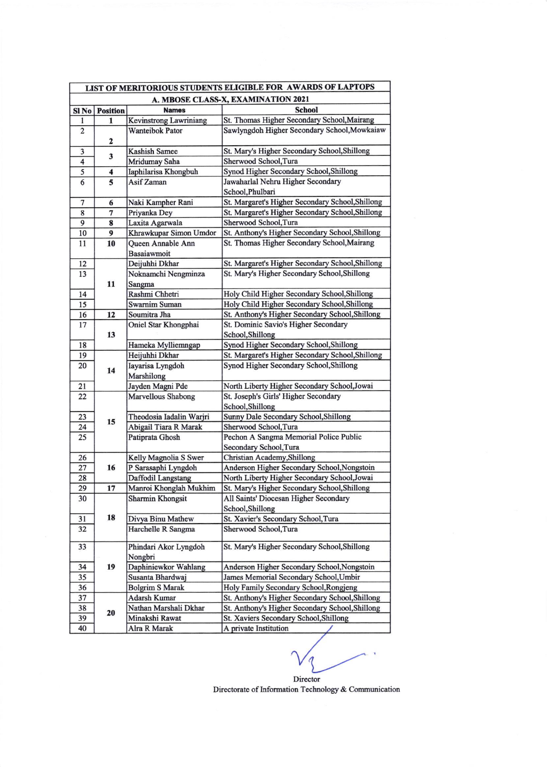| LIST OF MERITORIOUS STUDENTS ELIGIBLE FOR AWARDS OF LAPTOPS | | | |
|---|---|---|---|
| **A. MBOSE CLASS-X, EXAMINATION 2021** | | | |
| **Sl No** | **Position** | **Names** | **School** |
| 1 | 1 | Kevinstrong Lawriniang | St. Thomas Higher Secondary School,Mairang |
| 2 | 2 | Wanteibok Pator | Sawlyngdoh Higher Secondary School,Mowkaiaw |
| 3 | 3 | Kashish Samee | St. Mary's Higher Secondary School,Shillong |
| 4 | | Mridumay Saha | Sherwood School,Tura |
| 5 | 4 | Iaphilarisa Khongbuh | Synod Higher Secondary School,Shillong |
| 6 | 5 | Asif Zaman | Jawaharlal Nehru Higher Secondary School,Phulbari |
| 7 | 6 | Naki Kampher Rani | St. Margaret's Higher Secondary School,Shillong |
| 8 | 7 | Priyanka Dey | St. Margaret's Higher Secondary School,Shillong |
| 9 | 8 | Laxita Agarwala | Sherwood School,Tura |
| 10 | 9 | Khrawkupar Simon Umdor | St. Anthony's Higher Secondary School,Shillong |
| 11 | 10 | Queen Annable Ann Basaiawmoit | St. Thomas Higher Secondary School,Mairang |
| 12 | 11 | Deijuhhi Dkhar | St. Margaret's Higher Secondary School,Shillong |
| 13 | | Noknamchi Nengminza Sangma | St. Mary's Higher Secondary School,Shillong |
| 14 | | Rashmi Chhetri | Holy Child Higher Secondary School,Shillong |
| 15 | | Swarnim Suman | Holy Child Higher Secondary School,Shillong |
| 16 | 12 | Soumitra Jha | St. Anthony's Higher Secondary School,Shillong |
| 17 | 13 | Oniel Star Khongphai | St. Dominic Savio's Higher Secondary School,Shillong |
| 18 | | Hameka Mylliemngap | Synod Higher Secondary School,Shillong |
| 19 | 14 | Heijuhhi Dkhar | St. Margaret's Higher Secondary School,Shillong |
| 20 | | Iayarisa Lyngdoh Marshilong | Synod Higher Secondary School,Shillong |
| 21 | | Jayden Magni Pde | North Liberty Higher Secondary School,Jowai |
| 22 | 15 | Marvellous Shabong | St. Joseph's Girls' Higher Secondary School,Shillong |
| 23 | | Theodosia Iadalin Warjri | Sunny Dale Secondary School,Shillong |
| 24 | | Abigail Tiara R Marak | Sherwood School,Tura |
| 25 | | Patiprata Ghosh | Pechon A Sangma Memorial Police Public Secondary School,Tura |
| 26 | 16 | Kelly Magnolia S Swer | Christian Academy,Shillong |
| 27 | | P Sarasaphi Lyngdoh | Anderson Higher Secondary School,Nongstoin |
| 28 | | Daffodil Langstang | North Liberty Higher Secondary School,Jowai |
| 29 | 17 | Manroi Khonglah Mukhim | St. Mary's Higher Secondary School,Shillong |
| 30 | 18 | Sharmin Khongsit | All Saints' Diocesan Higher Secondary School,Shillong |
| 31 | | Divya Binu Mathew | St. Xavier's Secondary School,Tura |
| 32 | | Harchelle R Sangma | Sherwood School,Tura |
| 33 | 19 | Phindari Akor Lyngdoh Nongbri | St. Mary's Higher Secondary School,Shillong |
| 34 | | Daphiniewkor Wahlang | Anderson Higher Secondary School,Nongstoin |
| 35 | | Susanta Bhardwaj | James Memorial Secondary School,Umbir |
| 36 | | Bolgrim S Marak | Holy Family Secondary School,Rongjeng |
| 37 | 20 | Adarsh Kumar | St. Anthony's Higher Secondary School,Shillong |
| 38 | | Nathan Marshali Dkhar | St. Anthony's Higher Secondary School,Shillong |
| 39 | | Minakshi Rawat | St. Xaviers Secondary School,Shillong |
| 40 | | Alra R Marak | A private Institution |

Director
Directorate of Information Technology & Communication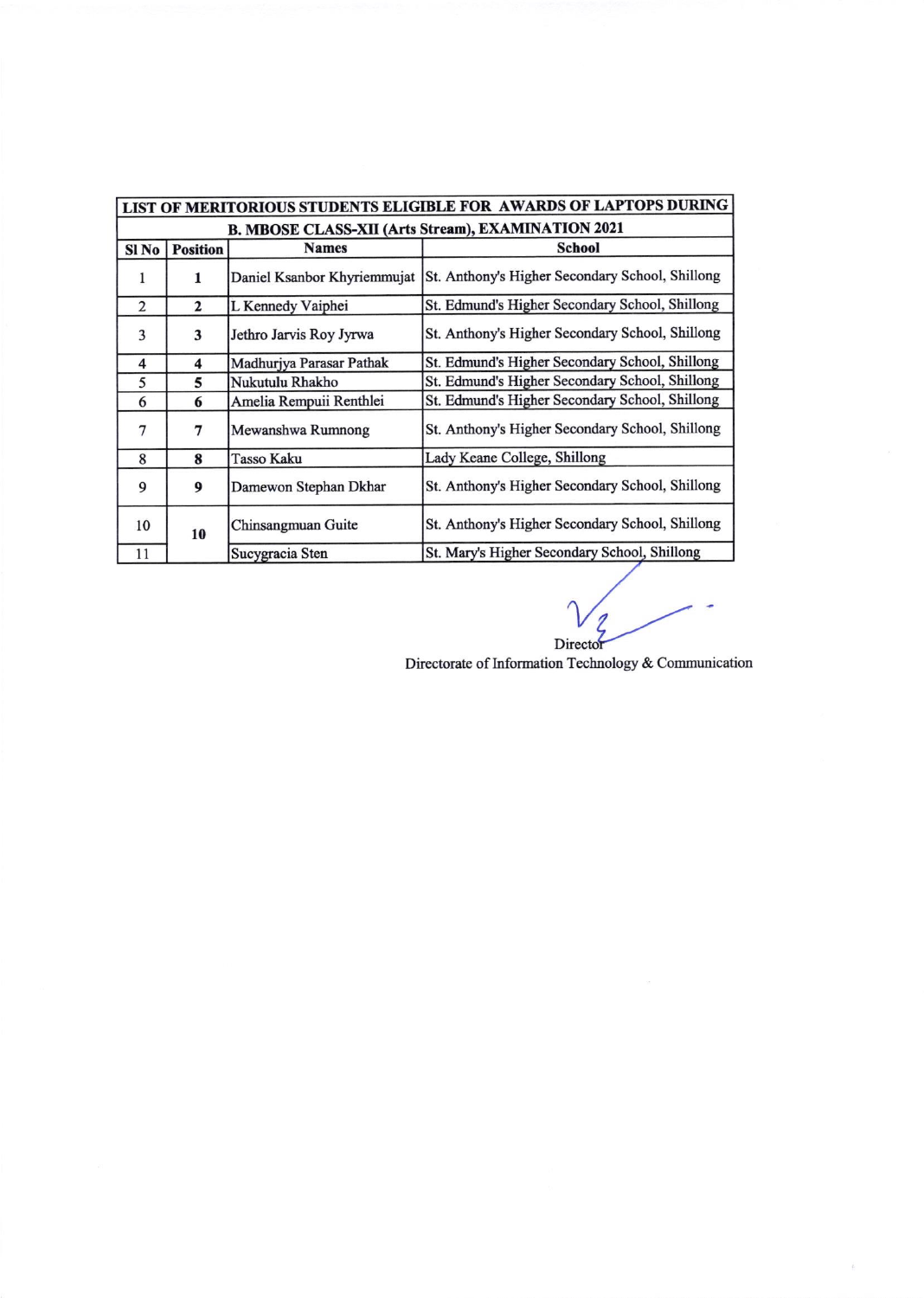| LIST OF MERITORIOUS STUDENTS ELIGIBLE FOR AWARDS OF LAPTOPS DURING B. MBOSE CLASS-XII (Arts Stream), EXAMINATION 2021 | | | |
|---|---|---|---|
| **Sl No** | **Position** | **Names** | **School** |
| 1 | **1** | Daniel Ksanbor Khyriemmujat | St. Anthony's Higher Secondary School, Shillong |
| 2 | **2** | L Kennedy Vaiphei | St. Edmund's Higher Secondary School, Shillong |
| 3 | **3** | Jethro Jarvis Roy Jyrwa | St. Anthony's Higher Secondary School, Shillong |
| 4 | **4** | Madhurjya Parasar Pathak | St. Edmund's Higher Secondary School, Shillong |
| 5 | **5** | Nukutulu Rhakho | St. Edmund's Higher Secondary School, Shillong |
| 6 | **6** | Amelia Rempuii Renthlei | St. Edmund's Higher Secondary School, Shillong |
| 7 | **7** | Mewanshwa Rumnong | St. Anthony's Higher Secondary School, Shillong |
| 8 | **8** | Tasso Kaku | Lady Keane College, Shillong |
| 9 | **9** | Damewon Stephan Dkhar | St. Anthony's Higher Secondary School, Shillong |
| 10 | **10** | Chinsangmuan Guite | St. Anthony's Higher Secondary School, Shillong |
| 11 | | Sucygracia Sten | St. Mary's Higher Secondary School, Shillong |

Director

Directorate of Information Technology & Communication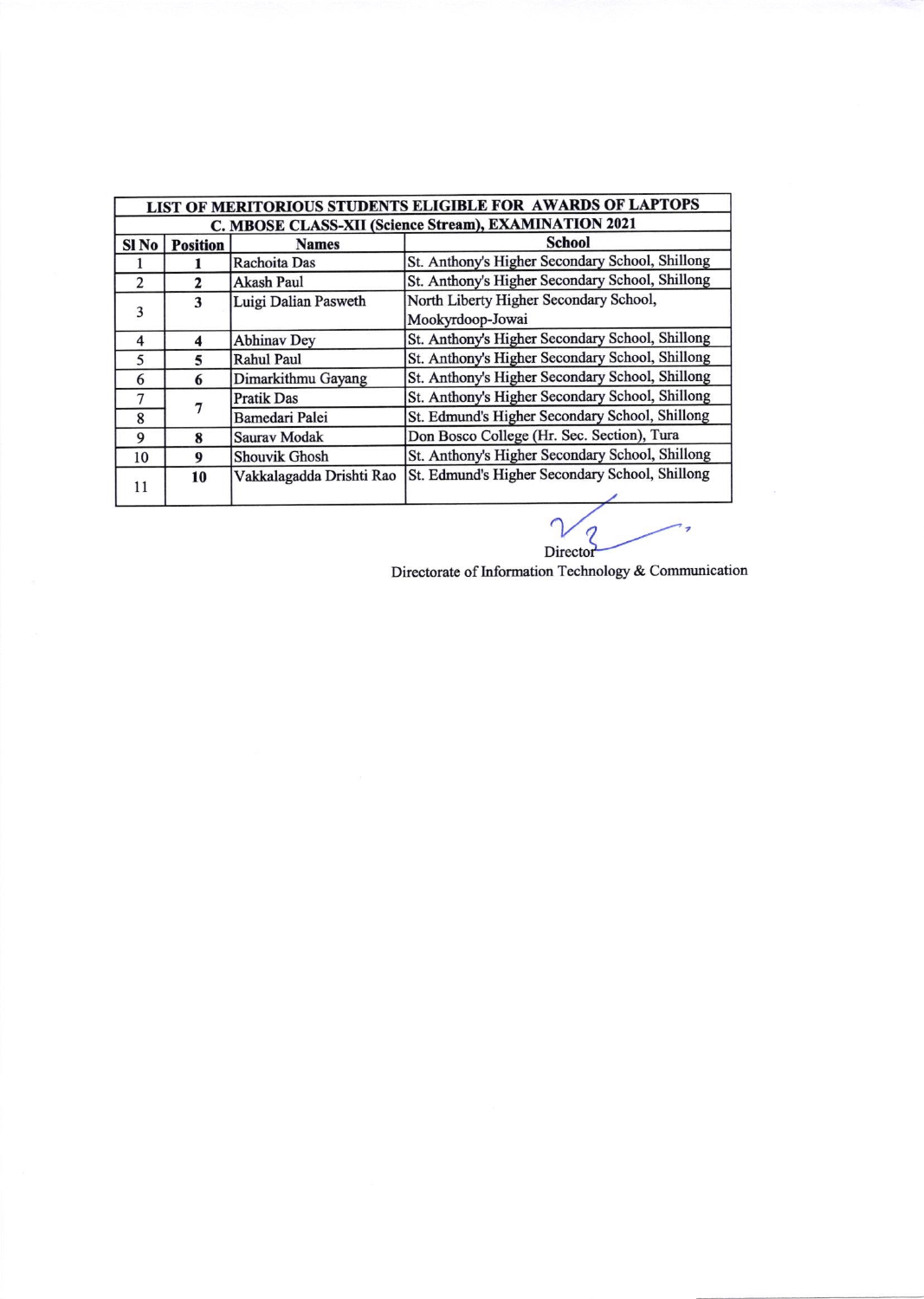| LIST OF MERITORIOUS STUDENTS ELIGIBLE FOR AWARDS OF LAPTOPS | | | |
|---|---|---|---|
| C. MBOSE CLASS-XII (Science Stream), EXAMINATION 2021 | | | |
| **Sl No** | **Position** | **Names** | **School** |
| 1 | **1** | Rachoita Das | St. Anthony's Higher Secondary School, Shillong |
| 2 | **2** | Akash Paul | St. Anthony's Higher Secondary School, Shillong |
| 3 | **3** | Luigi Dalian Pasweth | North Liberty Higher Secondary School, Mookyrdoop-Jowai |
| 4 | **4** | Abhinav Dey | St. Anthony's Higher Secondary School, Shillong |
| 5 | **5** | Rahul Paul | St. Anthony's Higher Secondary School, Shillong |
| 6 | **6** | Dimarkithmu Gayang | St. Anthony's Higher Secondary School, Shillong |
| 7 | **7** | Pratik Das | St. Anthony's Higher Secondary School, Shillong |
| 8 | | Bamedari Palei | St. Edmund's Higher Secondary School, Shillong |
| 9 | **8** | Saurav Modak | Don Bosco College (Hr. Sec. Section), Tura |
| 10 | **9** | Shouvik Ghosh | St. Anthony's Higher Secondary School, Shillong |
| 11 | **10** | Vakkalagadda Drishti Rao | St. Edmund's Higher Secondary School, Shillong |

Director

Directorate of Information Technology & Communication